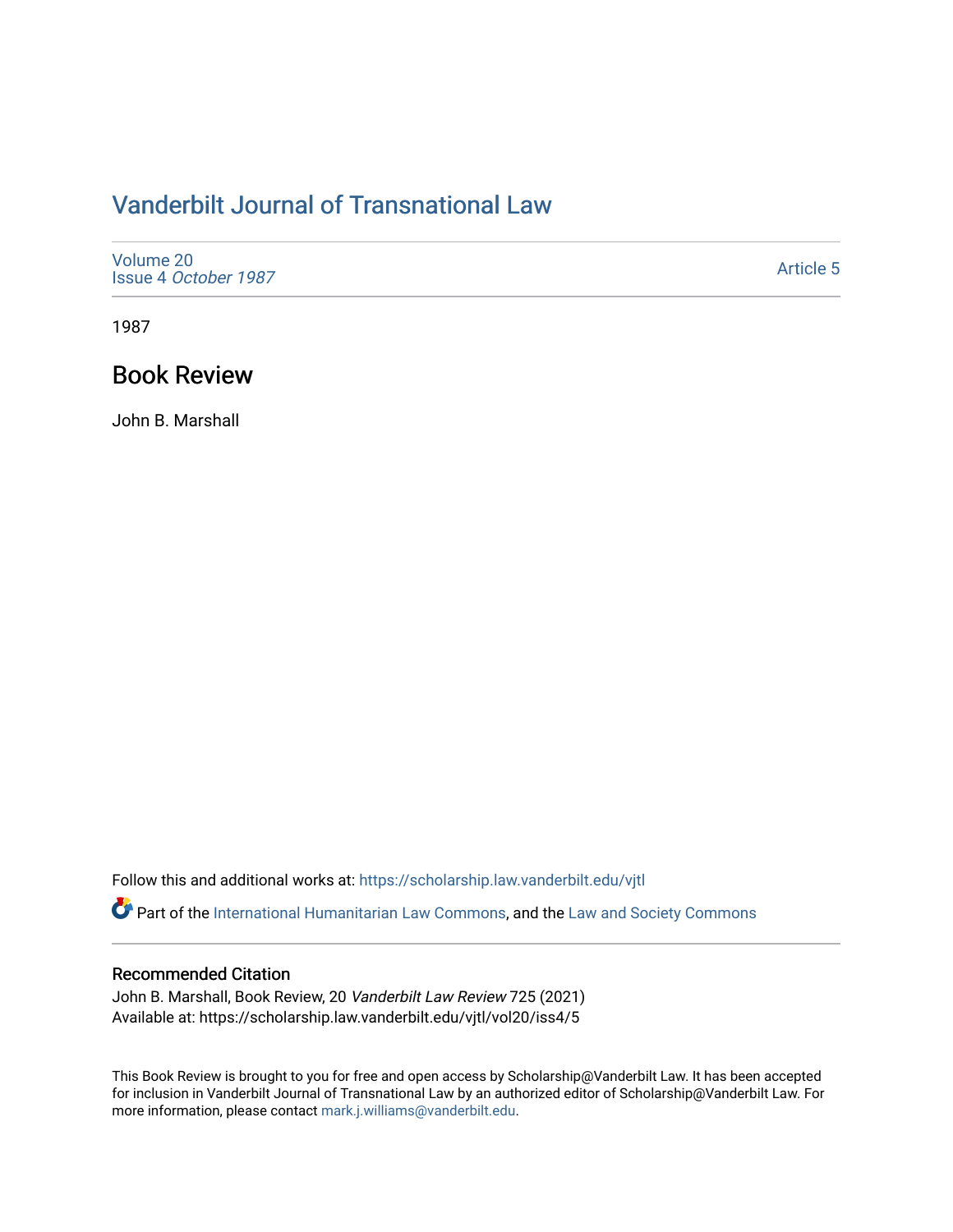# Vanderbilt Journal of Transnational Law

Volume 20
Issue 4 *October 1987*

Article 5

1987

## Book Review

John B. Marshall

Follow this and additional works at: https://scholarship.law.vanderbilt.edu/vjtl

Part of the International Humanitarian Law Commons, and the Law and Society Commons

### Recommended Citation

John B. Marshall, Book Review, 20 *Vanderbilt Law Review* 725 (2021)
Available at: https://scholarship.law.vanderbilt.edu/vjtl/vol20/iss4/5

This Book Review is brought to you for free and open access by Scholarship@Vanderbilt Law. It has been accepted for inclusion in Vanderbilt Journal of Transnational Law by an authorized editor of Scholarship@Vanderbilt Law. For more information, please contact mark.j.williams@vanderbilt.edu.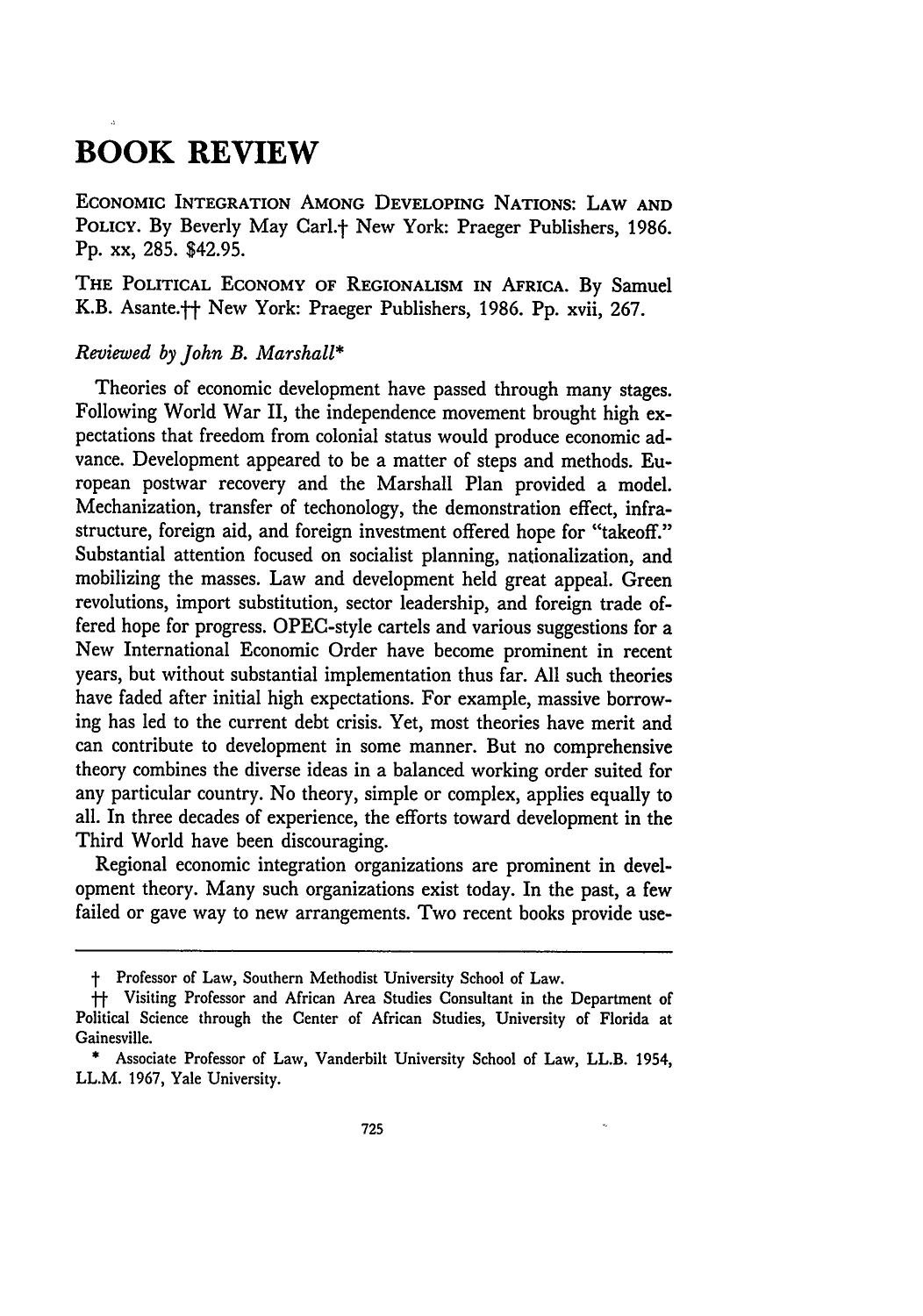# BOOK REVIEW

ECONOMIC INTEGRATION AMONG DEVELOPING NATIONS: LAW AND POLICY. By Beverly May Carl.† New York: Praeger Publishers, 1986. Pp. xx, 285. $42.95.

THE POLITICAL ECONOMY OF REGIONALISM IN AFRICA. By Samuel K.B. Asante.†† New York: Praeger Publishers, 1986. Pp. xvii, 267.

*Reviewed by John B. Marshall**

Theories of economic development have passed through many stages. Following World War II, the independence movement brought high expectations that freedom from colonial status would produce economic advance. Development appeared to be a matter of steps and methods. European postwar recovery and the Marshall Plan provided a model. Mechanization, transfer of techonology, the demonstration effect, infrastructure, foreign aid, and foreign investment offered hope for "takeoff." Substantial attention focused on socialist planning, nationalization, and mobilizing the masses. Law and development held great appeal. Green revolutions, import substitution, sector leadership, and foreign trade offered hope for progress. OPEC-style cartels and various suggestions for a New International Economic Order have become prominent in recent years, but without substantial implementation thus far. All such theories have faded after initial high expectations. For example, massive borrowing has led to the current debt crisis. Yet, most theories have merit and can contribute to development in some manner. But no comprehensive theory combines the diverse ideas in a balanced working order suited for any particular country. No theory, simple or complex, applies equally to all. In three decades of experience, the efforts toward development in the Third World have been discouraging.

Regional economic integration organizations are prominent in development theory. Many such organizations exist today. In the past, a few failed or gave way to new arrangements. Two recent books provide use-

---

† Professor of Law, Southern Methodist University School of Law.

†† Visiting Professor and African Area Studies Consultant in the Department of Political Science through the Center of African Studies, University of Florida at Gainesville.

\* Associate Professor of Law, Vanderbilt University School of Law, LL.B. 1954, LL.M. 1967, Yale University.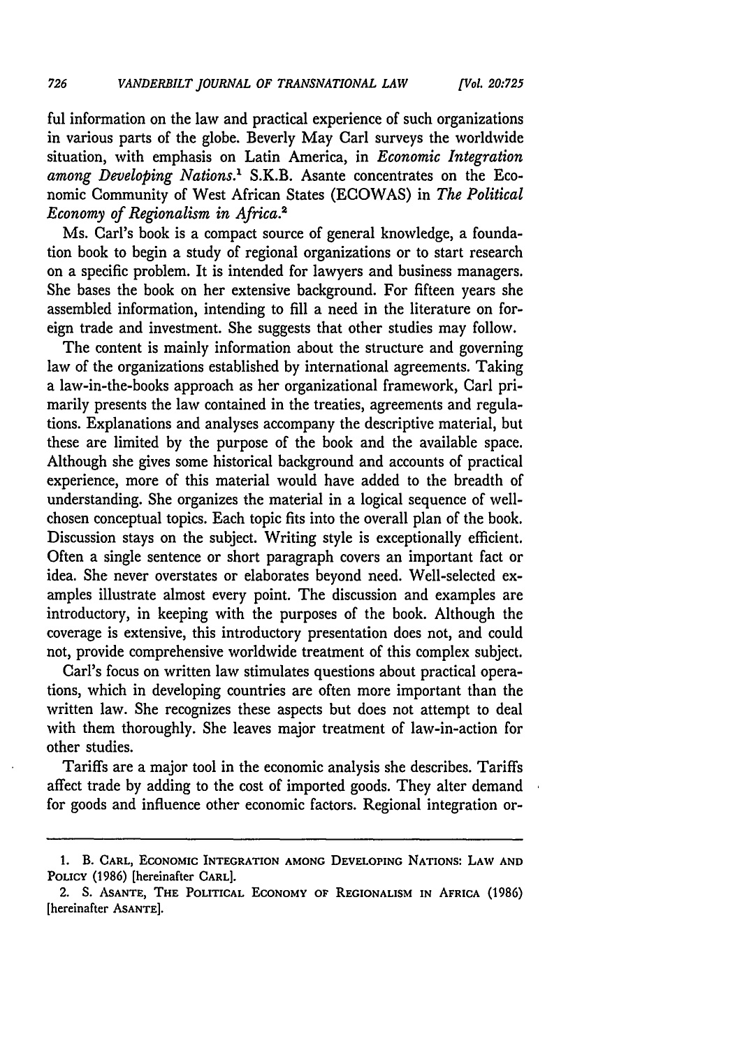ful information on the law and practical experience of such organizations in various parts of the globe. Beverly May Carl surveys the worldwide situation, with emphasis on Latin America, in *Economic Integration among Developing Nations.*[1] S.K.B. Asante concentrates on the Economic Community of West African States (ECOWAS) in *The Political Economy of Regionalism in Africa.*[2]

Ms. Carl's book is a compact source of general knowledge, a foundation book to begin a study of regional organizations or to start research on a specific problem. It is intended for lawyers and business managers. She bases the book on her extensive background. For fifteen years she assembled information, intending to fill a need in the literature on foreign trade and investment. She suggests that other studies may follow.

The content is mainly information about the structure and governing law of the organizations established by international agreements. Taking a law-in-the-books approach as her organizational framework, Carl primarily presents the law contained in the treaties, agreements and regulations. Explanations and analyses accompany the descriptive material, but these are limited by the purpose of the book and the available space. Although she gives some historical background and accounts of practical experience, more of this material would have added to the breadth of understanding. She organizes the material in a logical sequence of well-chosen conceptual topics. Each topic fits into the overall plan of the book. Discussion stays on the subject. Writing style is exceptionally efficient. Often a single sentence or short paragraph covers an important fact or idea. She never overstates or elaborates beyond need. Well-selected examples illustrate almost every point. The discussion and examples are introductory, in keeping with the purposes of the book. Although the coverage is extensive, this introductory presentation does not, and could not, provide comprehensive worldwide treatment of this complex subject.

Carl's focus on written law stimulates questions about practical operations, which in developing countries are often more important than the written law. She recognizes these aspects but does not attempt to deal with them thoroughly. She leaves major treatment of law-in-action for other studies.

Tariffs are a major tool in the economic analysis she describes. Tariffs affect trade by adding to the cost of imported goods. They alter demand for goods and influence other economic factors. Regional integration or-

---

1. B. CARL, ECONOMIC INTEGRATION AMONG DEVELOPING NATIONS: LAW AND POLICY (1986) [hereinafter CARL].

2. S. ASANTE, THE POLITICAL ECONOMY OF REGIONALISM IN AFRICA (1986) [hereinafter ASANTE].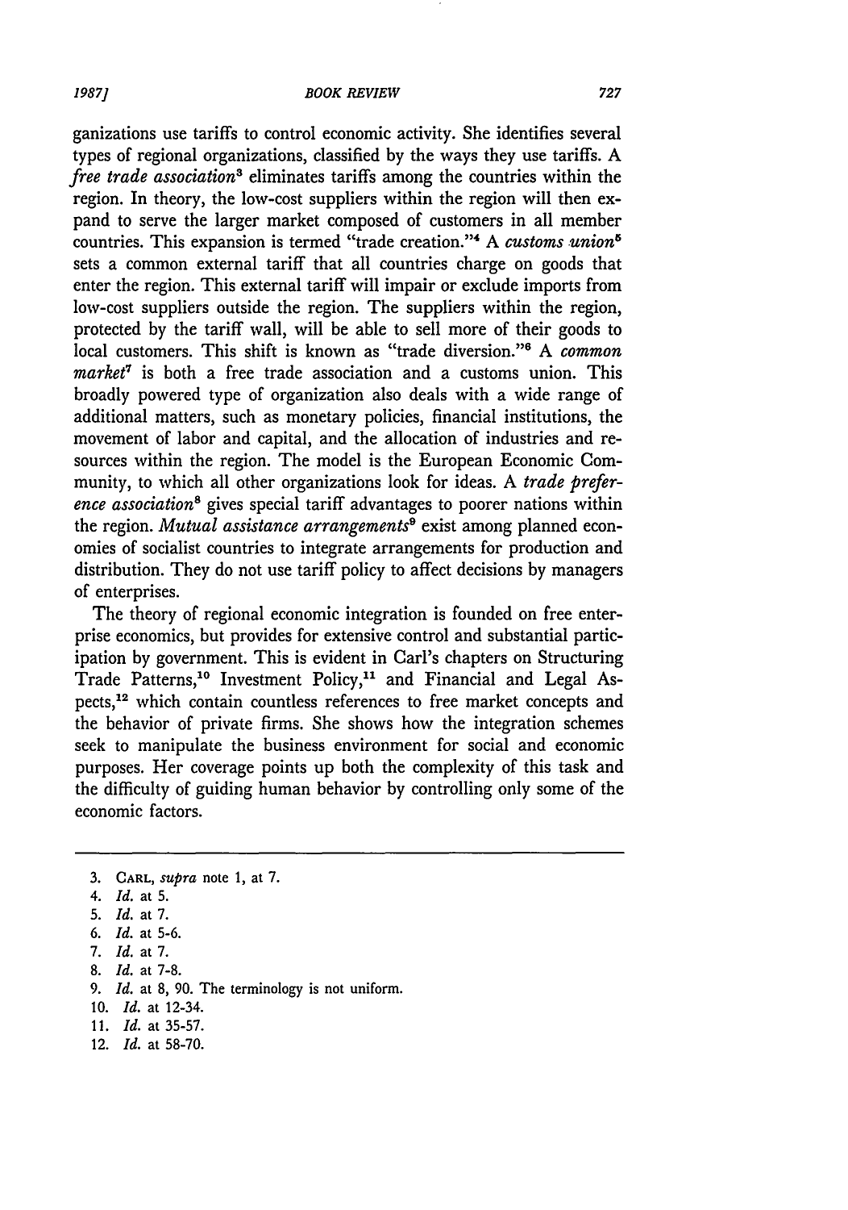ganizations use tariffs to control economic activity. She identifies several types of regional organizations, classified by the ways they use tariffs. A *free trade association*[3] eliminates tariffs among the countries within the region. In theory, the low-cost suppliers within the region will then expand to serve the larger market composed of customers in all member countries. This expansion is termed "trade creation."[4] A *customs union*[5] sets a common external tariff that all countries charge on goods that enter the region. This external tariff will impair or exclude imports from low-cost suppliers outside the region. The suppliers within the region, protected by the tariff wall, will be able to sell more of their goods to local customers. This shift is known as "trade diversion."[6] A *common market*[7] is both a free trade association and a customs union. This broadly powered type of organization also deals with a wide range of additional matters, such as monetary policies, financial institutions, the movement of labor and capital, and the allocation of industries and resources within the region. The model is the European Economic Community, to which all other organizations look for ideas. A *trade preference association*[8] gives special tariff advantages to poorer nations within the region. *Mutual assistance arrangements*[9] exist among planned economies of socialist countries to integrate arrangements for production and distribution. They do not use tariff policy to affect decisions by managers of enterprises.

The theory of regional economic integration is founded on free enterprise economics, but provides for extensive control and substantial participation by government. This is evident in Carl's chapters on Structuring Trade Patterns,[10] Investment Policy,[11] and Financial and Legal Aspects,[12] which contain countless references to free market concepts and the behavior of private firms. She shows how the integration schemes seek to manipulate the business environment for social and economic purposes. Her coverage points up both the complexity of this task and the difficulty of guiding human behavior by controlling only some of the economic factors.

---

3. CARL, *supra* note 1, at 7.
4. *Id.* at 5.
5. *Id.* at 7.
6. *Id.* at 5-6.
7. *Id.* at 7.
8. *Id.* at 7-8.
9. *Id.* at 8, 90. The terminology is not uniform.
10. *Id.* at 12-34.
11. *Id.* at 35-57.
12. *Id.* at 58-70.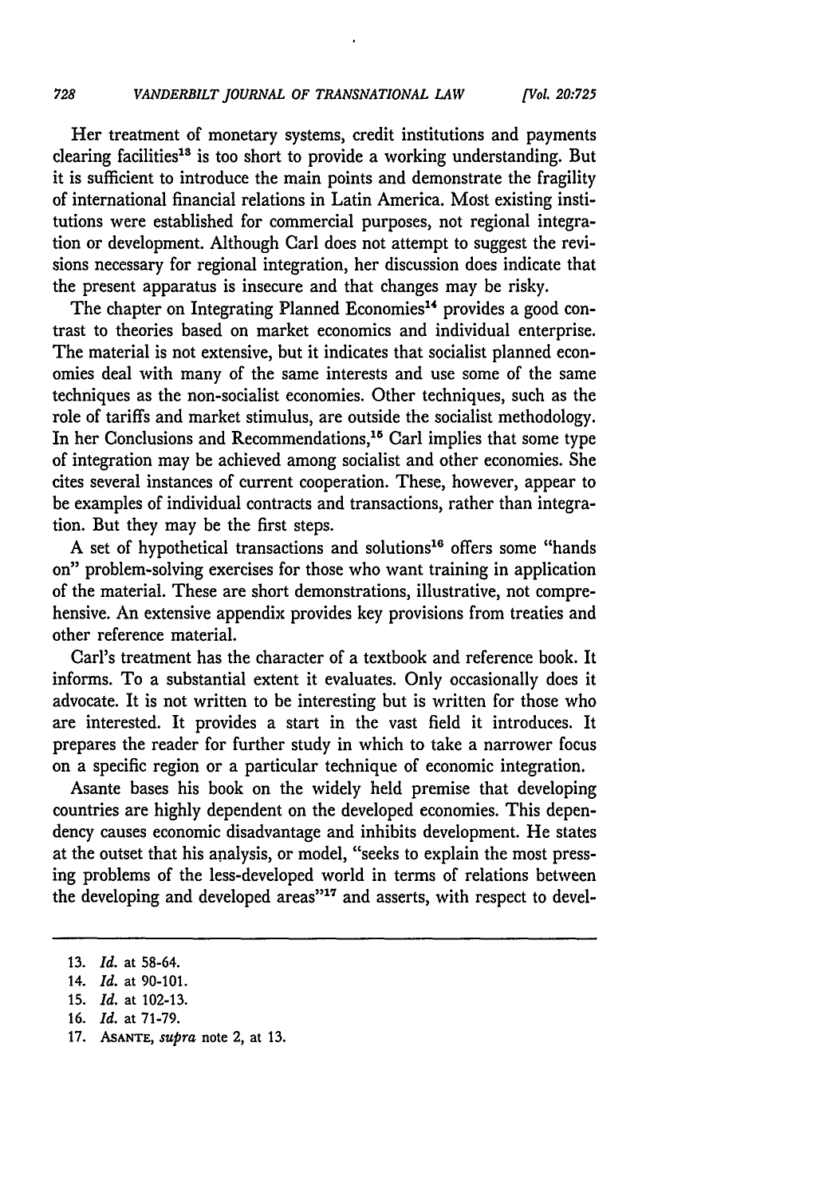Her treatment of monetary systems, credit institutions and payments clearing facilities[13] is too short to provide a working understanding. But it is sufficient to introduce the main points and demonstrate the fragility of international financial relations in Latin America. Most existing institutions were established for commercial purposes, not regional integration or development. Although Carl does not attempt to suggest the revisions necessary for regional integration, her discussion does indicate that the present apparatus is insecure and that changes may be risky.

The chapter on Integrating Planned Economies[14] provides a good contrast to theories based on market economics and individual enterprise. The material is not extensive, but it indicates that socialist planned economies deal with many of the same interests and use some of the same techniques as the non-socialist economies. Other techniques, such as the role of tariffs and market stimulus, are outside the socialist methodology. In her Conclusions and Recommendations,[15] Carl implies that some type of integration may be achieved among socialist and other economies. She cites several instances of current cooperation. These, however, appear to be examples of individual contracts and transactions, rather than integration. But they may be the first steps.

A set of hypothetical transactions and solutions[16] offers some "hands on" problem-solving exercises for those who want training in application of the material. These are short demonstrations, illustrative, not comprehensive. An extensive appendix provides key provisions from treaties and other reference material.

Carl's treatment has the character of a textbook and reference book. It informs. To a substantial extent it evaluates. Only occasionally does it advocate. It is not written to be interesting but is written for those who are interested. It provides a start in the vast field it introduces. It prepares the reader for further study in which to take a narrower focus on a specific region or a particular technique of economic integration.

Asante bases his book on the widely held premise that developing countries are highly dependent on the developed economies. This dependency causes economic disadvantage and inhibits development. He states at the outset that his analysis, or model, "seeks to explain the most pressing problems of the less-developed world in terms of relations between the developing and developed areas"[17] and asserts, with respect to devel-

---

13. *Id.* at 58-64.
14. *Id.* at 90-101.
15. *Id.* at 102-13.
16. *Id.* at 71-79.
17. ASANTE, *supra* note 2, at 13.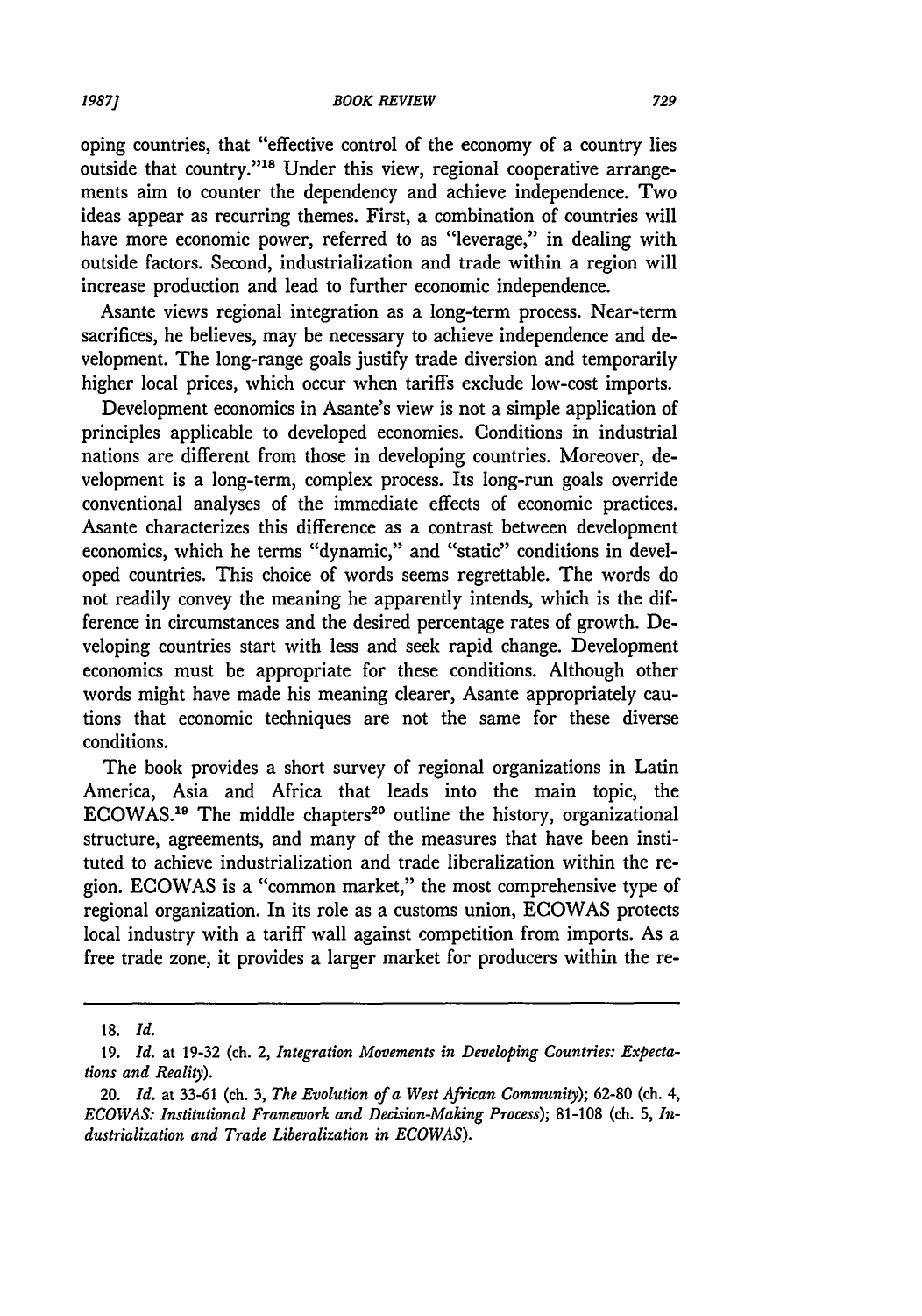oping countries, that "effective control of the economy of a country lies outside that country."[18] Under this view, regional cooperative arrangements aim to counter the dependency and achieve independence. Two ideas appear as recurring themes. First, a combination of countries will have more economic power, referred to as "leverage," in dealing with outside factors. Second, industrialization and trade within a region will increase production and lead to further economic independence.

Asante views regional integration as a long-term process. Near-term sacrifices, he believes, may be necessary to achieve independence and development. The long-range goals justify trade diversion and temporarily higher local prices, which occur when tariffs exclude low-cost imports.

Development economics in Asante's view is not a simple application of principles applicable to developed economies. Conditions in industrial nations are different from those in developing countries. Moreover, development is a long-term, complex process. Its long-run goals override conventional analyses of the immediate effects of economic practices. Asante characterizes this difference as a contrast between development economics, which he terms "dynamic," and "static" conditions in developed countries. This choice of words seems regrettable. The words do not readily convey the meaning he apparently intends, which is the difference in circumstances and the desired percentage rates of growth. Developing countries start with less and seek rapid change. Development economics must be appropriate for these conditions. Although other words might have made his meaning clearer, Asante appropriately cautions that economic techniques are not the same for these diverse conditions.

The book provides a short survey of regional organizations in Latin America, Asia and Africa that leads into the main topic, the ECOWAS.[19] The middle chapters[20] outline the history, organizational structure, agreements, and many of the measures that have been instituted to achieve industrialization and trade liberalization within the region. ECOWAS is a "common market," the most comprehensive type of regional organization. In its role as a customs union, ECOWAS protects local industry with a tariff wall against competition from imports. As a free trade zone, it provides a larger market for producers within the re-

---

18. *Id.*

19. *Id.* at 19-32 (ch. 2, *Integration Movements in Developing Countries: Expectations and Reality*).

20. *Id.* at 33-61 (ch. 3, *The Evolution of a West African Community*); 62-80 (ch. 4, *ECOWAS: Institutional Framework and Decision-Making Process*); 81-108 (ch. 5, *Industrialization and Trade Liberalization in ECOWAS*).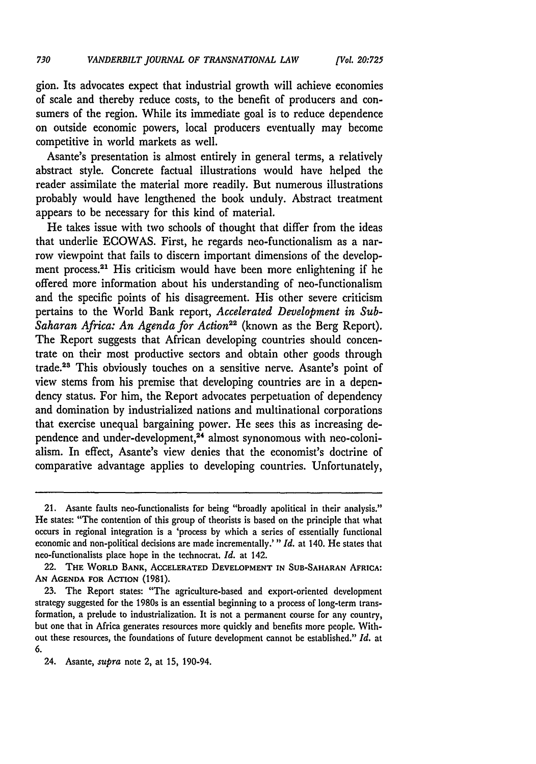gion. Its advocates expect that industrial growth will achieve economies of scale and thereby reduce costs, to the benefit of producers and consumers of the region. While its immediate goal is to reduce dependence on outside economic powers, local producers eventually may become competitive in world markets as well.

Asante's presentation is almost entirely in general terms, a relatively abstract style. Concrete factual illustrations would have helped the reader assimilate the material more readily. But numerous illustrations probably would have lengthened the book unduly. Abstract treatment appears to be necessary for this kind of material.

He takes issue with two schools of thought that differ from the ideas that underlie ECOWAS. First, he regards neo-functionalism as a narrow viewpoint that fails to discern important dimensions of the development process.[21] His criticism would have been more enlightening if he offered more information about his understanding of neo-functionalism and the specific points of his disagreement. His other severe criticism pertains to the World Bank report, *Accelerated Development in Sub-Saharan Africa: An Agenda for Action*[22] (known as the Berg Report). The Report suggests that African developing countries should concentrate on their most productive sectors and obtain other goods through trade.[23] This obviously touches on a sensitive nerve. Asante's point of view stems from his premise that developing countries are in a dependency status. For him, the Report advocates perpetuation of dependency and domination by industrialized nations and multinational corporations that exercise unequal bargaining power. He sees this as increasing dependence and under-development,[24] almost synonomous with neo-colonialism. In effect, Asante's view denies that the economist's doctrine of comparative advantage applies to developing countries. Unfortunately,

---

21. Asante faults neo-functionalists for being "broadly apolitical in their analysis." He states: "The contention of this group of theorists is based on the principle that what occurs in regional integration is a 'process by which a series of essentially functional economic and non-political decisions are made incrementally.'" *Id.* at 140. He states that neo-functionalists place hope in the technocrat. *Id.* at 142.

22. THE WORLD BANK, ACCELERATED DEVELOPMENT IN SUB-SAHARAN AFRICA: AN AGENDA FOR ACTION (1981).

23. The Report states: "The agriculture-based and export-oriented development strategy suggested for the 1980s is an essential beginning to a process of long-term transformation, a prelude to industrialization. It is not a permanent course for any country, but one that in Africa generates resources more quickly and benefits more people. Without these resources, the foundations of future development cannot be established." *Id.* at 6.

24. Asante, *supra* note 2, at 15, 190-94.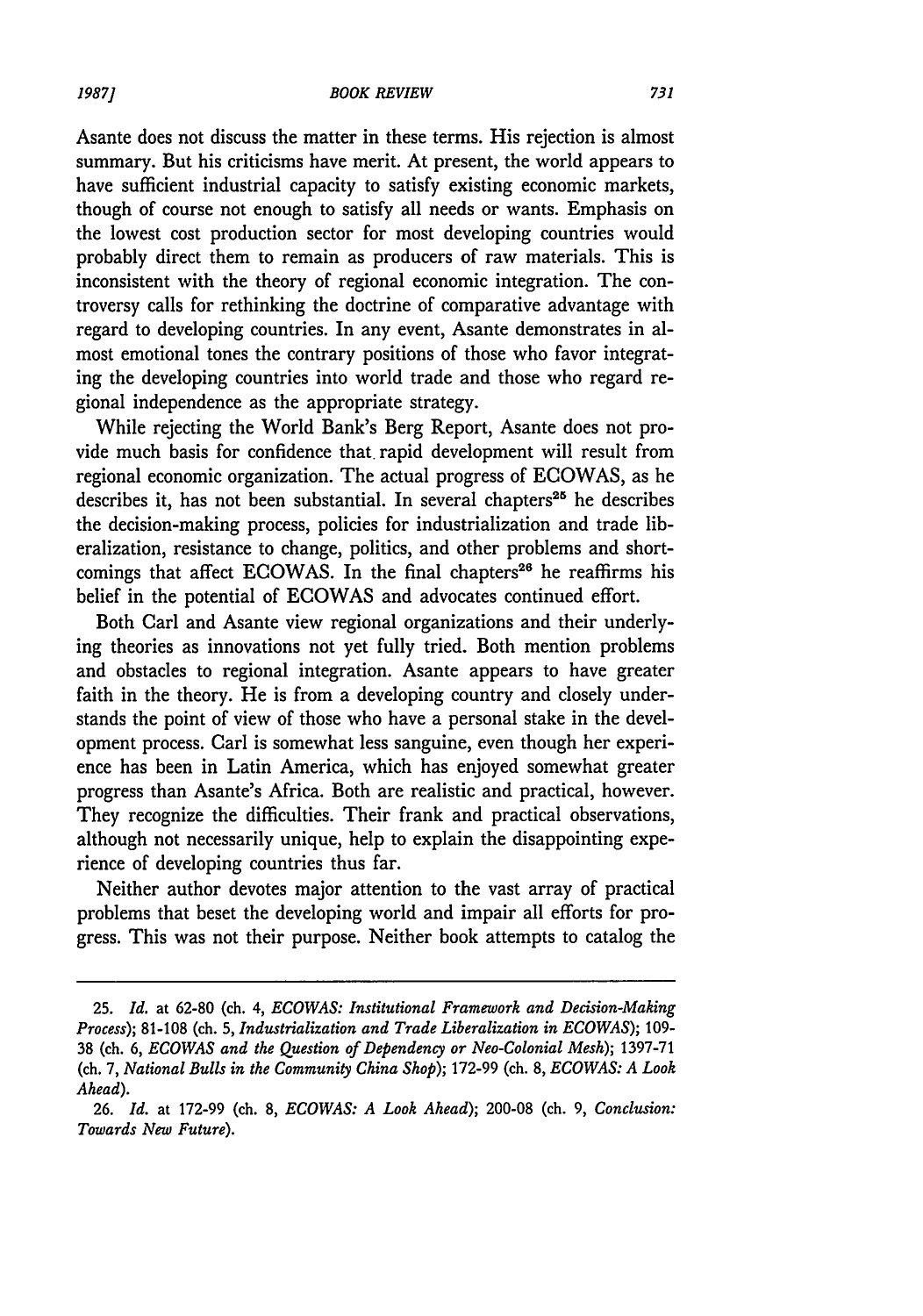Asante does not discuss the matter in these terms. His rejection is almost summary. But his criticisms have merit. At present, the world appears to have sufficient industrial capacity to satisfy existing economic markets, though of course not enough to satisfy all needs or wants. Emphasis on the lowest cost production sector for most developing countries would probably direct them to remain as producers of raw materials. This is inconsistent with the theory of regional economic integration. The controversy calls for rethinking the doctrine of comparative advantage with regard to developing countries. In any event, Asante demonstrates in almost emotional tones the contrary positions of those who favor integrating the developing countries into world trade and those who regard regional independence as the appropriate strategy.

While rejecting the World Bank's Berg Report, Asante does not provide much basis for confidence that rapid development will result from regional economic organization. The actual progress of ECOWAS, as he describes it, has not been substantial. In several chapters[25] he describes the decision-making process, policies for industrialization and trade liberalization, resistance to change, politics, and other problems and shortcomings that affect ECOWAS. In the final chapters[26] he reaffirms his belief in the potential of ECOWAS and advocates continued effort.

Both Carl and Asante view regional organizations and their underlying theories as innovations not yet fully tried. Both mention problems and obstacles to regional integration. Asante appears to have greater faith in the theory. He is from a developing country and closely understands the point of view of those who have a personal stake in the development process. Carl is somewhat less sanguine, even though her experience has been in Latin America, which has enjoyed somewhat greater progress than Asante's Africa. Both are realistic and practical, however. They recognize the difficulties. Their frank and practical observations, although not necessarily unique, help to explain the disappointing experience of developing countries thus far.

Neither author devotes major attention to the vast array of practical problems that beset the developing world and impair all efforts for progress. This was not their purpose. Neither book attempts to catalog the

---

25. *Id.* at 62-80 (ch. 4, *ECOWAS: Institutional Framework and Decision-Making Process*); 81-108 (ch. 5, *Industrialization and Trade Liberalization in ECOWAS*); 109-38 (ch. 6, *ECOWAS and the Question of Dependency or Neo-Colonial Mesh*); 1397-71 (ch. 7, *National Bulls in the Community China Shop*); 172-99 (ch. 8, *ECOWAS: A Look Ahead*).

26. *Id.* at 172-99 (ch. 8, *ECOWAS: A Look Ahead*); 200-08 (ch. 9, *Conclusion: Towards New Future*).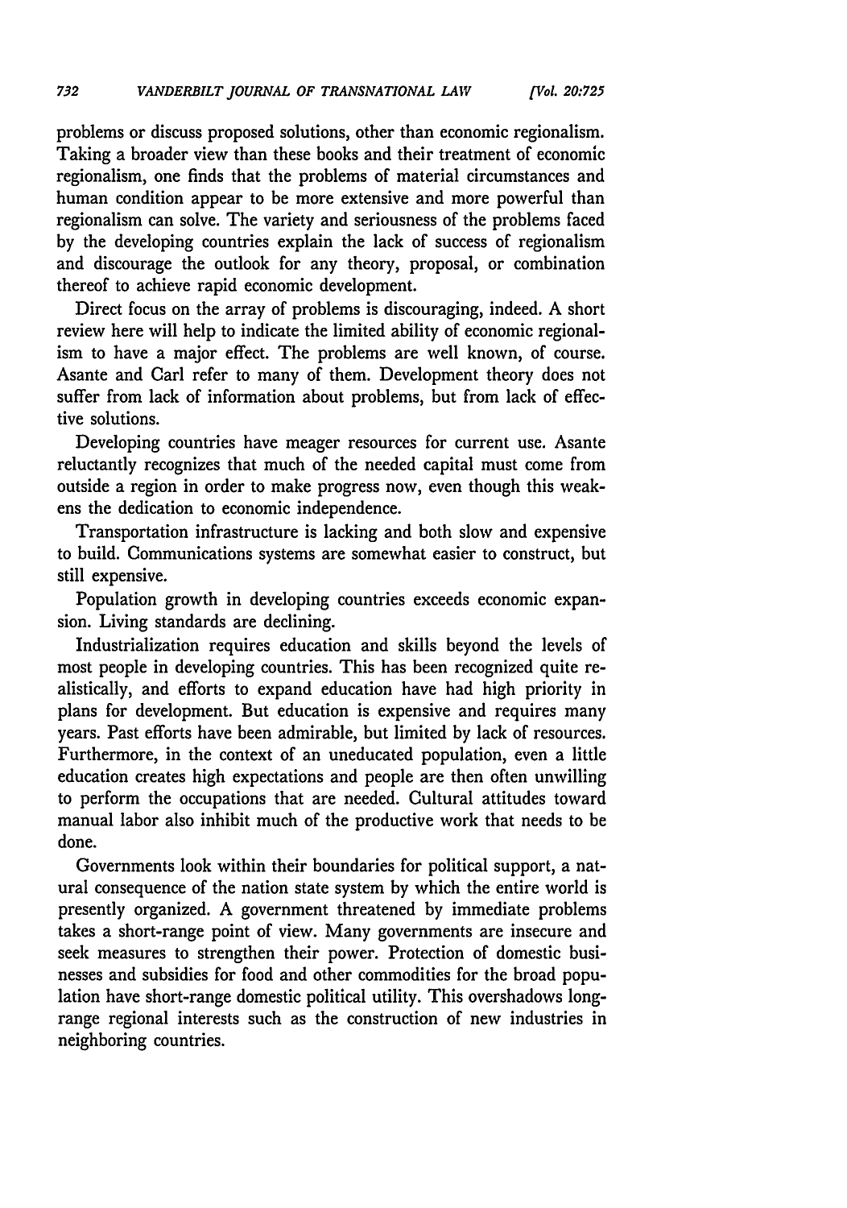problems or discuss proposed solutions, other than economic regionalism. Taking a broader view than these books and their treatment of economic regionalism, one finds that the problems of material circumstances and human condition appear to be more extensive and more powerful than regionalism can solve. The variety and seriousness of the problems faced by the developing countries explain the lack of success of regionalism and discourage the outlook for any theory, proposal, or combination thereof to achieve rapid economic development.

Direct focus on the array of problems is discouraging, indeed. A short review here will help to indicate the limited ability of economic regionalism to have a major effect. The problems are well known, of course. Asante and Carl refer to many of them. Development theory does not suffer from lack of information about problems, but from lack of effective solutions.

Developing countries have meager resources for current use. Asante reluctantly recognizes that much of the needed capital must come from outside a region in order to make progress now, even though this weakens the dedication to economic independence.

Transportation infrastructure is lacking and both slow and expensive to build. Communications systems are somewhat easier to construct, but still expensive.

Population growth in developing countries exceeds economic expansion. Living standards are declining.

Industrialization requires education and skills beyond the levels of most people in developing countries. This has been recognized quite realistically, and efforts to expand education have had high priority in plans for development. But education is expensive and requires many years. Past efforts have been admirable, but limited by lack of resources. Furthermore, in the context of an uneducated population, even a little education creates high expectations and people are then often unwilling to perform the occupations that are needed. Cultural attitudes toward manual labor also inhibit much of the productive work that needs to be done.

Governments look within their boundaries for political support, a natural consequence of the nation state system by which the entire world is presently organized. A government threatened by immediate problems takes a short-range point of view. Many governments are insecure and seek measures to strengthen their power. Protection of domestic businesses and subsidies for food and other commodities for the broad population have short-range domestic political utility. This overshadows long-range regional interests such as the construction of new industries in neighboring countries.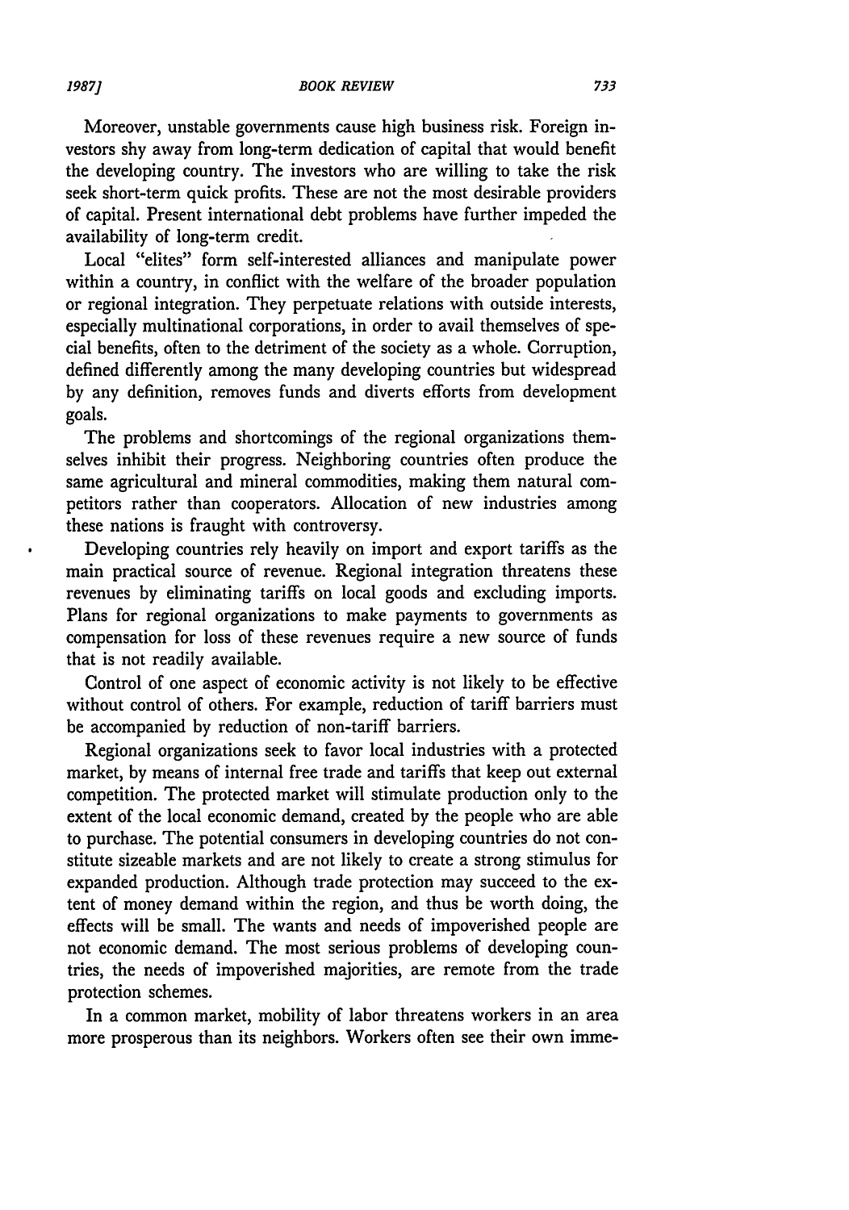Moreover, unstable governments cause high business risk. Foreign investors shy away from long-term dedication of capital that would benefit the developing country. The investors who are willing to take the risk seek short-term quick profits. These are not the most desirable providers of capital. Present international debt problems have further impeded the availability of long-term credit.

Local "elites" form self-interested alliances and manipulate power within a country, in conflict with the welfare of the broader population or regional integration. They perpetuate relations with outside interests, especially multinational corporations, in order to avail themselves of special benefits, often to the detriment of the society as a whole. Corruption, defined differently among the many developing countries but widespread by any definition, removes funds and diverts efforts from development goals.

The problems and shortcomings of the regional organizations themselves inhibit their progress. Neighboring countries often produce the same agricultural and mineral commodities, making them natural competitors rather than cooperators. Allocation of new industries among these nations is fraught with controversy.

Developing countries rely heavily on import and export tariffs as the main practical source of revenue. Regional integration threatens these revenues by eliminating tariffs on local goods and excluding imports. Plans for regional organizations to make payments to governments as compensation for loss of these revenues require a new source of funds that is not readily available.

Control of one aspect of economic activity is not likely to be effective without control of others. For example, reduction of tariff barriers must be accompanied by reduction of non-tariff barriers.

Regional organizations seek to favor local industries with a protected market, by means of internal free trade and tariffs that keep out external competition. The protected market will stimulate production only to the extent of the local economic demand, created by the people who are able to purchase. The potential consumers in developing countries do not constitute sizeable markets and are not likely to create a strong stimulus for expanded production. Although trade protection may succeed to the extent of money demand within the region, and thus be worth doing, the effects will be small. The wants and needs of impoverished people are not economic demand. The most serious problems of developing countries, the needs of impoverished majorities, are remote from the trade protection schemes.

In a common market, mobility of labor threatens workers in an area more prosperous than its neighbors. Workers often see their own imme-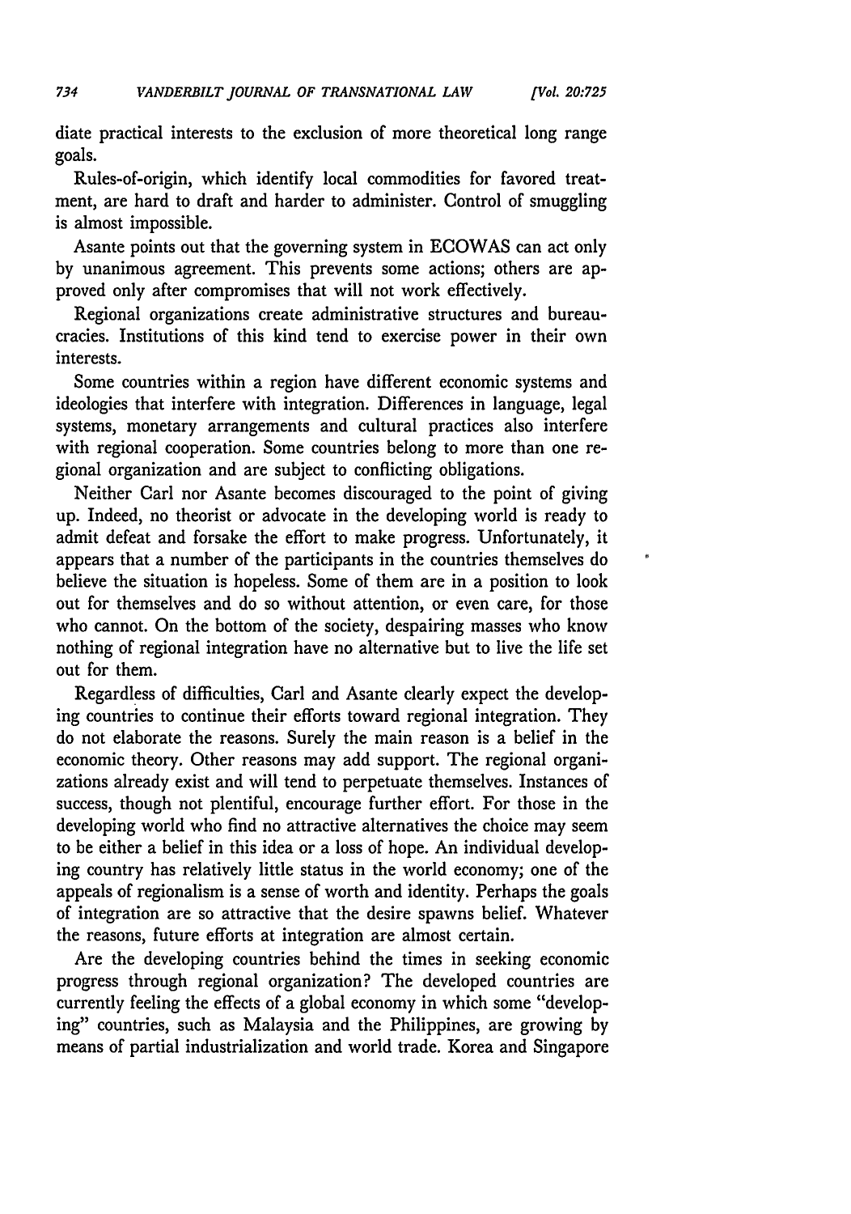diate practical interests to the exclusion of more theoretical long range goals.

Rules-of-origin, which identify local commodities for favored treatment, are hard to draft and harder to administer. Control of smuggling is almost impossible.

Asante points out that the governing system in ECOWAS can act only by unanimous agreement. This prevents some actions; others are approved only after compromises that will not work effectively.

Regional organizations create administrative structures and bureaucracies. Institutions of this kind tend to exercise power in their own interests.

Some countries within a region have different economic systems and ideologies that interfere with integration. Differences in language, legal systems, monetary arrangements and cultural practices also interfere with regional cooperation. Some countries belong to more than one regional organization and are subject to conflicting obligations.

Neither Carl nor Asante becomes discouraged to the point of giving up. Indeed, no theorist or advocate in the developing world is ready to admit defeat and forsake the effort to make progress. Unfortunately, it appears that a number of the participants in the countries themselves do believe the situation is hopeless. Some of them are in a position to look out for themselves and do so without attention, or even care, for those who cannot. On the bottom of the society, despairing masses who know nothing of regional integration have no alternative but to live the life set out for them.

Regardless of difficulties, Carl and Asante clearly expect the developing countries to continue their efforts toward regional integration. They do not elaborate the reasons. Surely the main reason is a belief in the economic theory. Other reasons may add support. The regional organizations already exist and will tend to perpetuate themselves. Instances of success, though not plentiful, encourage further effort. For those in the developing world who find no attractive alternatives the choice may seem to be either a belief in this idea or a loss of hope. An individual developing country has relatively little status in the world economy; one of the appeals of regionalism is a sense of worth and identity. Perhaps the goals of integration are so attractive that the desire spawns belief. Whatever the reasons, future efforts at integration are almost certain.

Are the developing countries behind the times in seeking economic progress through regional organization? The developed countries are currently feeling the effects of a global economy in which some "developing" countries, such as Malaysia and the Philippines, are growing by means of partial industrialization and world trade. Korea and Singapore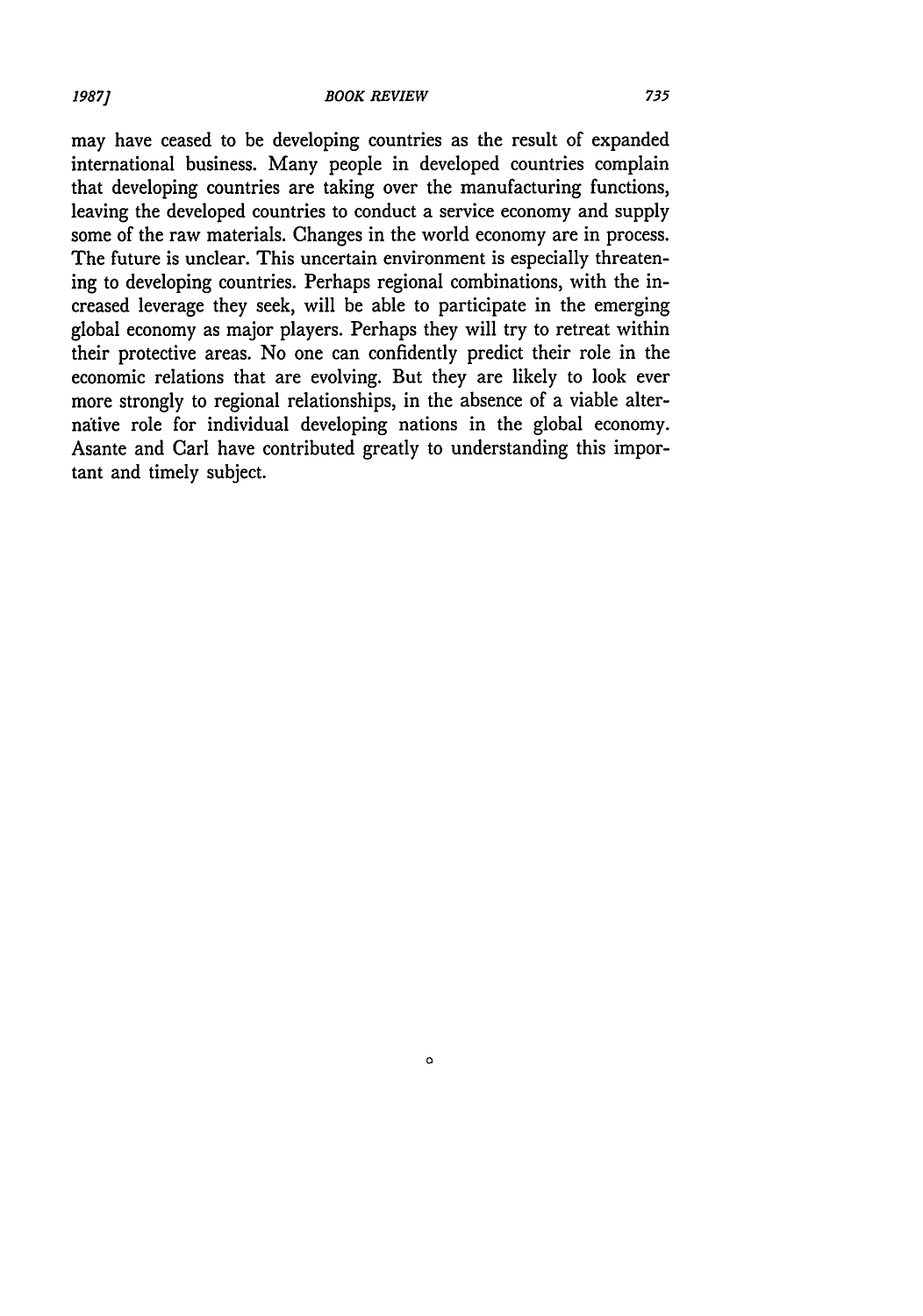may have ceased to be developing countries as the result of expanded international business. Many people in developed countries complain that developing countries are taking over the manufacturing functions, leaving the developed countries to conduct a service economy and supply some of the raw materials. Changes in the world economy are in process. The future is unclear. This uncertain environment is especially threatening to developing countries. Perhaps regional combinations, with the increased leverage they seek, will be able to participate in the emerging global economy as major players. Perhaps they will try to retreat within their protective areas. No one can confidently predict their role in the economic relations that are evolving. But they are likely to look ever more strongly to regional relationships, in the absence of a viable alternative role for individual developing nations in the global economy. Asante and Carl have contributed greatly to understanding this important and timely subject.